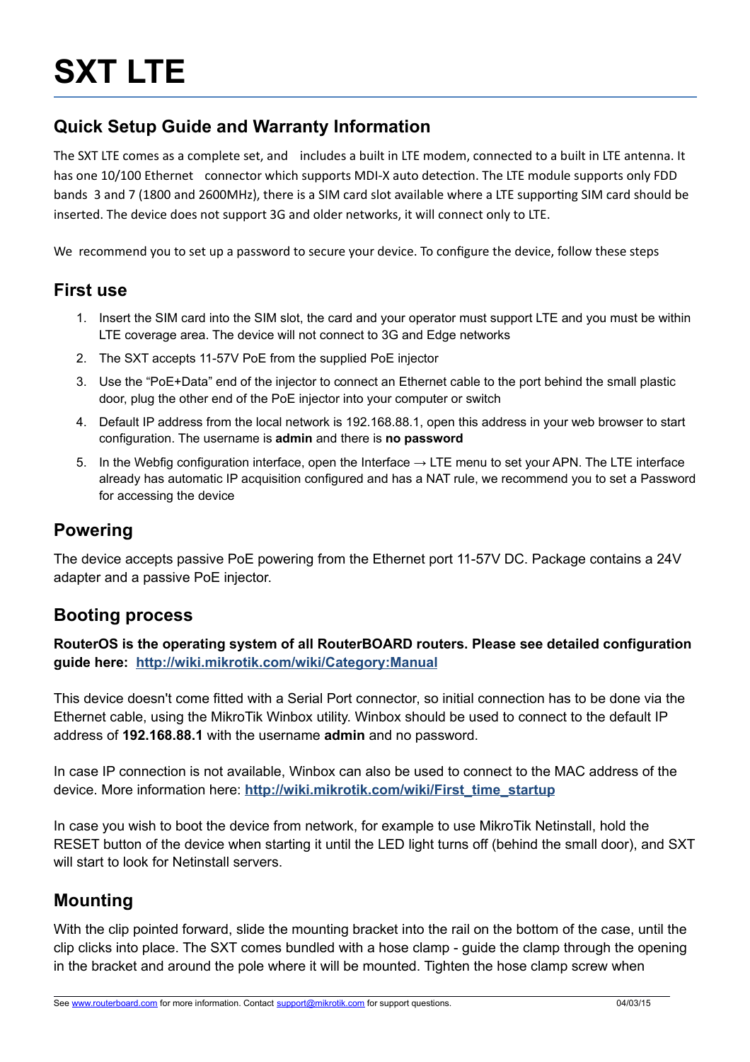# SXT LTE

## Quick Setup Guide and Warranty Information

The SXT LTE comes as a complete set, and includes a built in LTE modem, connected to a built in LTE antenna. It has one 10/100 Ethernet connector which supports MDI-X auto detection. The LTE module supports only FDD bands 3 and 7 (1800 and 2600MHz), there is a SIM card slot available where a LTE supporting SIM card should be inserted. The device does not support 3G and older networks, it will connect only to LTE.

We recommend you to set up a password to secure your device. To configure the device, follow these steps

## First use

1. Insert the SIM card into the SIM slot, the card and your operator must support LTE and you must be within LTE coverage area. The device will not connect to 3G and Edge networks
2. The SXT accepts 11-57V PoE from the supplied PoE injector
3. Use the "PoE+Data" end of the injector to connect an Ethernet cable to the port behind the small plastic door, plug the other end of the PoE injector into your computer or switch
4. Default IP address from the local network is 192.168.88.1, open this address in your web browser to start configuration. The username is **admin** and there is **no password**
5. In the Webfig configuration interface, open the Interface → LTE menu to set your APN. The LTE interface already has automatic IP acquisition configured and has a NAT rule, we recommend you to set a Password for accessing the device

## Powering

The device accepts passive PoE powering from the Ethernet port 11-57V DC. Package contains a 24V adapter and a passive PoE injector.

## Booting process

**RouterOS is the operating system of all RouterBOARD routers. Please see detailed configuration guide here: [http://wiki.mikrotik.com/wiki/Category:Manual](http://wiki.mikrotik.com/wiki/Category:Manual)**

This device doesn't come fitted with a Serial Port connector, so initial connection has to be done via the Ethernet cable, using the MikroTik Winbox utility. Winbox should be used to connect to the default IP address of **192.168.88.1** with the username **admin** and no password.

In case IP connection is not available, Winbox can also be used to connect to the MAC address of the device. More information here: [http://wiki.mikrotik.com/wiki/First_time_startup](http://wiki.mikrotik.com/wiki/First_time_startup)

In case you wish to boot the device from network, for example to use MikroTik Netinstall, hold the RESET button of the device when starting it until the LED light turns off (behind the small door), and SXT will start to look for Netinstall servers.

## Mounting

With the clip pointed forward, slide the mounting bracket into the rail on the bottom of the case, until the clip clicks into place. The SXT comes bundled with a hose clamp - guide the clamp through the opening in the bracket and around the pole where it will be mounted. Tighten the hose clamp screw when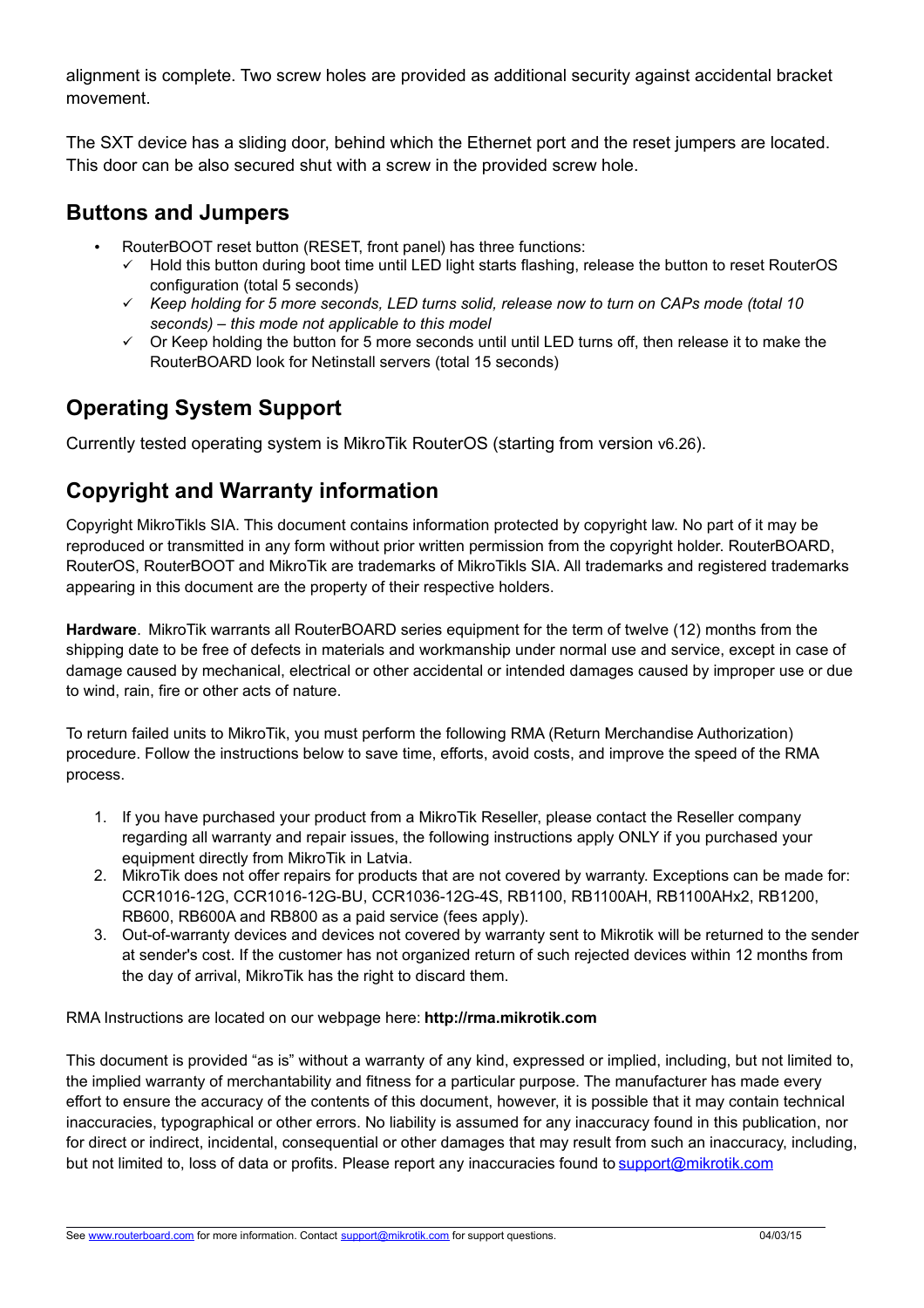alignment is complete. Two screw holes are provided as additional security against accidental bracket movement.

The SXT device has a sliding door, behind which the Ethernet port and the reset jumpers are located. This door can be also secured shut with a screw in the provided screw hole.

## Buttons and Jumpers

- RouterBOOT reset button (RESET, front panel) has three functions:
  - ✓ Hold this button during boot time until LED light starts flashing, release the button to reset RouterOS configuration (total 5 seconds)
  - ✓ *Keep holding for 5 more seconds, LED turns solid, release now to turn on CAPs mode (total 10 seconds) – this mode not applicable to this model*
  - ✓ Or Keep holding the button for 5 more seconds until until LED turns off, then release it to make the RouterBOARD look for Netinstall servers (total 15 seconds)

## Operating System Support

Currently tested operating system is MikroTik RouterOS (starting from version v6.26).

## Copyright and Warranty information

Copyright MikroTikls SIA. This document contains information protected by copyright law. No part of it may be reproduced or transmitted in any form without prior written permission from the copyright holder. RouterBOARD, RouterOS, RouterBOOT and MikroTik are trademarks of MikroTikls SIA. All trademarks and registered trademarks appearing in this document are the property of their respective holders.

**Hardware**. MikroTik warrants all RouterBOARD series equipment for the term of twelve (12) months from the shipping date to be free of defects in materials and workmanship under normal use and service, except in case of damage caused by mechanical, electrical or other accidental or intended damages caused by improper use or due to wind, rain, fire or other acts of nature.

To return failed units to MikroTik, you must perform the following RMA (Return Merchandise Authorization) procedure. Follow the instructions below to save time, efforts, avoid costs, and improve the speed of the RMA process.

1. If you have purchased your product from a MikroTik Reseller, please contact the Reseller company regarding all warranty and repair issues, the following instructions apply ONLY if you purchased your equipment directly from MikroTik in Latvia.
2. MikroTik does not offer repairs for products that are not covered by warranty. Exceptions can be made for: CCR1016-12G, CCR1016-12G-BU, CCR1036-12G-4S, RB1100, RB1100AH, RB1100AHx2, RB1200, RB600, RB600A and RB800 as a paid service (fees apply).
3. Out-of-warranty devices and devices not covered by warranty sent to Mikrotik will be returned to the sender at sender's cost. If the customer has not organized return of such rejected devices within 12 months from the day of arrival, MikroTik has the right to discard them.

RMA Instructions are located on our webpage here: **http://rma.mikrotik.com**

This document is provided "as is" without a warranty of any kind, expressed or implied, including, but not limited to, the implied warranty of merchantability and fitness for a particular purpose. The manufacturer has made every effort to ensure the accuracy of the contents of this document, however, it is possible that it may contain technical inaccuracies, typographical or other errors. No liability is assumed for any inaccuracy found in this publication, nor for direct or indirect, incidental, consequential or other damages that may result from such an inaccuracy, including, but not limited to, loss of data or profits. Please report any inaccuracies found to support@mikrotik.com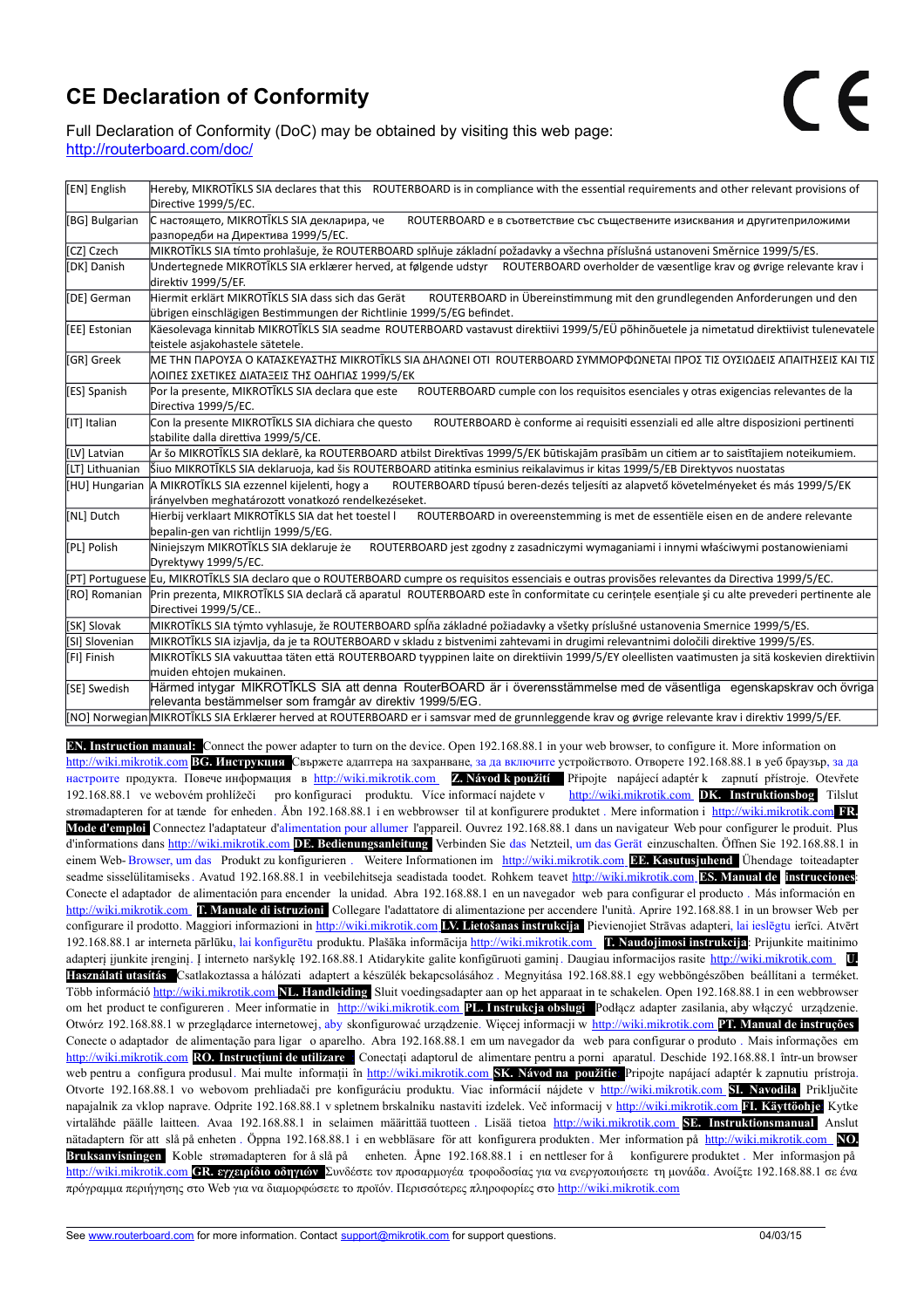# CE Declaration of Conformity

Full Declaration of Conformity (DoC) may be obtained by visiting this web page:
http://routerboard.com/doc/

CE

| | |
|---|---|
| [EN] English | Hereby, MIKROTĪKLS SIA declares that this ROUTERBOARD is in compliance with the essential requirements and other relevant provisions of Directive 1999/5/EC. |
| [BG] Bulgarian | С настоящето, MIKROTĪKLS SIA декларира, че ROUTERBOARD е в съответствие със съществените изисквания и другитеприложими разпоредби на Директива 1999/5/ЕС. |
| [CZ] Czech | MIKROTĪKLS SIA tímto prohlašuje, že ROUTERBOARD splňuje základní požadavky a všechna příslušná ustanoveni Směrnice 1999/5/ES. |
| [DK] Danish | Undertegnede MIKROTĪKLS SIA erklærer herved, at følgende udstyr ROUTERBOARD overholder de væsentlige krav og øvrige relevante krav i direktiv 1999/5/EF. |
| [DE] German | Hiermit erklärt MIKROTĪKLS SIA dass sich das Gerät ROUTERBOARD in Übereinstimmung mit den grundlegenden Anforderungen und den übrigen einschlägigen Bestimmungen der Richtlinie 1999/5/EG befindet. |
| [EE] Estonian | Käesolevaga kinnitab MIKROTĪKLS SIA seadme ROUTERBOARD vastavust direktiivi 1999/5/EÜ põhinõuetele ja nimetatud direktiivist tulenevatele teistele asjakohastele sätetele. |
| [GR] Greek | ΜΕ ΤΗΝ ΠΑΡΟΥΣΑ Ο ΚΑΤΑΣΚΕΥΑΣΤΗΣ MIKROTĪKLS SIA ΔΗΛΩΝΕΙ ΟΤΙ ROUTERBOARD ΣΥΜΜΟΡΦΩΝΕΤΑΙ ΠΡΟΣ ΤΙΣ ΟΥΣΙΩΔΕΙΣ ΑΠΑΙΤΗΣΕΙΣ ΚΑΙ ΤΙΣ ΛΟΙΠΕΣ ΣΧΕΤΙΚΕΣ ΔΙΑΤΑΞΕΙΣ ΤΗΣ ΟΔΗΓΙΑΣ 1999/5/ΕΚ |
| [ES] Spanish | Por la presente, MIKROTĪKLS SIA declara que este ROUTERBOARD cumple con los requisitos esenciales y otras exigencias relevantes de la Directiva 1999/5/EC. |
| [IT] Italian | Con la presente MIKROTĪKLS SIA dichiara che questo ROUTERBOARD è conforme ai requisiti essenziali ed alle altre disposizioni pertinenti stabilite dalla direttiva 1999/5/CE. |
| [LV] Latvian | Ar šo MIKROTĪKLS SIA deklarē, ka ROUTERBOARD atbilst Direktīvas 1999/5/EK būtiskajām prasībām un citiem ar to saistītajiem noteikumiem. |
| [LT] Lithuanian | Šiuo MIKROTĪKLS SIA deklaruoja, kad šis ROUTERBOARD atitinka esminius reikalavimus ir kitas 1999/5/EB Direktyvos nuostatas |
| [HU] Hungarian | A MIKROTĪKLS SIA ezzennel kijelenti, hogy a ROUTERBOARD típusú beren-dezés teljesíti az alapvető követelményeket és más 1999/5/EK irányelvben meghatározott vonatkozó rendelkezéseket. |
| [NL] Dutch | Hierbij verklaart MIKROTĪKLS SIA dat het toestel l ROUTERBOARD in overeenstemming is met de essentiële eisen en de andere relevante bepalin-gen van richtlijn 1999/5/EG. |
| [PL] Polish | Niniejszym MIKROTĪKLS SIA deklaruje że ROUTERBOARD jest zgodny z zasadniczymi wymaganiami i innymi właściwymi postanowieniami Dyrektywy 1999/5/EC. |
| [PT] Portuguese | Eu, MIKROTĪKLS SIA declaro que o ROUTERBOARD cumpre os requisitos essenciais e outras provisões relevantes da Directiva 1999/5/EC. |
| [RO] Romanian | Prin prezenta, MIKROTĪKLS SIA declară că aparatul ROUTERBOARD este în conformitate cu cerințele esențiale și cu alte prevederi pertinente ale Directivei 1999/5/CE.. |
| [SK] Slovak | MIKROTĪKLS SIA týmto vyhlasuje, že ROUTERBOARD spĺňa základné požiadavky a všetky príslušné ustanovenia Smernice 1999/5/ES. |
| [SI] Slovenian | MIKROTĪKLS SIA izjavlja, da je ta ROUTERBOARD v skladu z bistvenimi zahtevami in drugimi relevantnimi določili direktive 1999/5/ES. |
| [FI] Finish | MIKROTĪKLS SIA vakuuttaa täten että ROUTERBOARD tyyppinen laite on direktiivin 1999/5/EY oleellisten vaatimusten ja sitä koskevien direktiivin muiden ehtojen mukainen. |
| [SE] Swedish | Härmed intygar MIKROTĪKLS SIA att denna RouterBOARD är i överensstämmelse med de väsentliga egenskapskrav och övriga relevanta bestämmelser som framgår av direktiv 1999/5/EG. |
| [NO] Norwegian | MIKROTĪKLS SIA Erklærer herved at ROUTERBOARD er i samsvar med de grunnleggende krav og øvrige relevante krav i direktiv 1999/5/EF. |

**EN. Instruction manual:** Connect the power adapter to turn on the device. Open 192.168.88.1 in your web browser, to configure it. More information on http://wiki.mikrotik.com **BG. Инструкция** Свържете адаптера на захранване, за да включите устройството. Отворете 192.168.88.1 в уеб браузър, за да настроите продукта. Повече информация в http://wiki.mikrotik.com **Z. Návod k použití** Připojte napájecí adaptér k zapnutí přístroje. Otevřete 192.168.88.1 ve webovém prohlížeči pro konfiguraci produktu. Více informací najdete v http://wiki.mikrotik.com **DK. Instruktionsbog** Tilslut strømadapteren for at tænde for enheden. Åbn 192.168.88.1 i en webbrowser til at konfigurere produktet. Mere information i http://wiki.mikrotik.com **FR. Mode d'emploi** Connectez l'adaptateur d'alimentation pour allumer l'appareil. Ouvrez 192.168.88.1 dans un navigateur Web pour configurer le produit. Plus d'informations dans http://wiki.mikrotik.com **DE. Bedienungsanleitung** Verbinden Sie das Netzteil, um das Gerät einzuschalten. Öffnen Sie 192.168.88.1 in einem Web- Browser, um das Produkt zu konfigurieren. Weitere Informationen im http://wiki.mikrotik.com **EE. Kasutusjuhend** Ühendage toiteadapter seadme sisselülitamiseks. Avatud 192.168.88.1 in veebilehitseja seadistada toodet. Rohkem teavet http://wiki.mikrotik.com **ES. Manual de instrucciones**: Conecte el adaptador de alimentación para encender la unidad. Abra 192.168.88.1 en un navegador web para configurar el producto. Más información en http://wiki.mikrotik.com **T. Manuale di istruzioni** Collegare l'adattatore di alimentazione per accendere l'unità. Aprire 192.168.88.1 in un browser Web per configurare il prodotto. Maggiori informazioni in http://wiki.mikrotik.com **LV. Lietošanas instrukcija** Pievienojiet Strāvas adapteri, lai ieslēgtu ierīci. Atvērt 192.168.88.1 ar interneta pārlūku, lai konfigurētu produktu. Plašāka informācija http://wiki.mikrotik.com **T. Naudojimosi instrukcija**: Prijunkite maitinimo adapterį įjungti įrenginį. Į interneto naršyklę 192.168.88.1 Atidarykite galite konfigūruoti gaminį. Daugiau informacijos rasite http://wiki.mikrotik.com **U. Használati utasítás** Csatlakoztassa a hálózati adaptert a készülék bekapcsolásához. Megnyitása 192.168.88.1 egy webböngészőben beállítani a terméket. Több információ http://wiki.mikrotik.com **NL. Handleiding** Sluit voedingsadapter aan op het apparaat in te schakelen. Open 192.168.88.1 in een webbrowser om het product te configureren. Meer informatie in http://wiki.mikrotik.com **PL. Instrukcja obsługi** Podłącz adapter zasilania, aby włączyć urządzenie. Otwórz 192.168.88.1 w przeglądarce internetowej, aby skonfigurować urządzenie. Więcej informacji w http://wiki.mikrotik.com **PT. Manual de instruções** Conecte o adaptador de alimentação para ligar o aparelho. Abra 192.168.88.1 em um navegador da web para configurar o produto. Mais informações em http://wiki.mikrotik.com **RO. Instrucțiuni de utilizare** Conectați adaptorul de alimentare pentru a porni aparatul. Deschide 192.168.88.1 într-un browser web pentru a configura produsul. Mai multe informații în http://wiki.mikrotik.com **SK. Návod na použitie** Pripojte napájací adaptér k zapnutiu prístroja. Otvorte 192.168.88.1 vo webovom prehliadači pre konfiguráciu produktu. Viac informácií nájdete v http://wiki.mikrotik.com **SI. Navodila** Priključite napajalnik za vklop naprave. Odprite 192.168.88.1 v spletnem brskalniku nastaviti izdelek. Več informacij v http://wiki.mikrotik.com **FI. Käyttöohje** Kytke virtalähde päälle laitteen. Avaa 192.168.88.1 in selaimen määrittää tuotteen. Lisää tietoa http://wiki.mikrotik.com **SE. Instruktionsmanual** Anslut nätadaptern för att slå på enheten. Öppna 192.168.88.1 i en webbläsare för att konfigurera produkten. Mer information på http://wiki.mikrotik.com **NO. Bruksanvisningen** Koble strømadapteren for å slå på enheten. Åpne 192.168.88.1 i en nettleser for å konfigurere produktet. Mer informasjon på http://wiki.mikrotik.com **GR. εγχειρίδιο οδηγιών** Συνδέστε τον προσαρμογέα τροφοδοσίας για να ενεργοποιήσετε τη μονάδα. Ανοίξτε 192.168.88.1 σε ένα πρόγραμμα περιήγησης στο Web για να διαμορφώσετε το προϊόν. Περισσότερες πληροφορίες στο http://wiki.mikrotik.com

See www.routerboard.com for more information. Contact support@mikrotik.com for support questions. 04/03/15